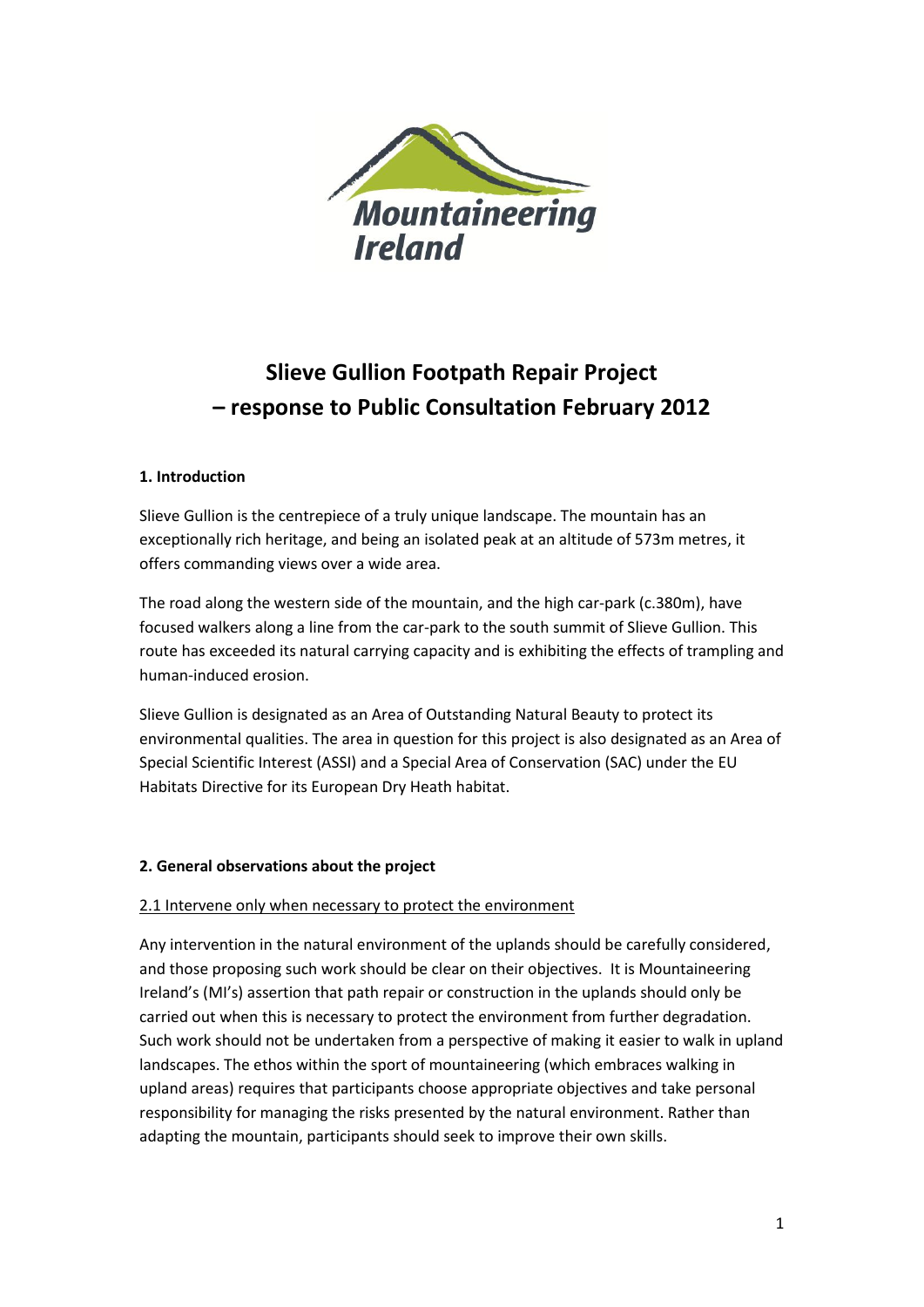# Slieve Gullion Footpath Repair Project – response to Public Consultation February 2012

## 1. Introduction

Slieve Gullion is the centrepiece of a truly unique landscape. The mountain has an exceptionally rich heritage, and being an isolated peak at an altitude of 573m metres, it offers commanding views over a wide area.

The road along the western side of the mountain, and the high car-park (c.380m), have focused walkers along a line from the car-park to the south summit of Slieve Gullion. This route has exceeded its natural carrying capacity and is exhibiting the effects of trampling and human-induced erosion.

Slieve Gullion is designated as an Area of Outstanding Natural Beauty to protect its environmental qualities. The area in question for this project is also designated as an Area of Special Scientific Interest (ASSI) and a Special Area of Conservation (SAC) under the EU Habitats Directive for its European Dry Heath habitat.

## 2. General observations about the project

### 2.1 Intervene only when necessary to protect the environment

Any intervention in the natural environment of the uplands should be carefully considered, and those proposing such work should be clear on their objectives. It is Mountaineering Ireland's (MI's) assertion that path repair or construction in the uplands should only be carried out when this is necessary to protect the environment from further degradation. Such work should not be undertaken from a perspective of making it easier to walk in upland landscapes. The ethos within the sport of mountaineering (which embraces walking in upland areas) requires that participants choose appropriate objectives and take personal responsibility for managing the risks presented by the natural environment. Rather than adapting the mountain, participants should seek to improve their own skills.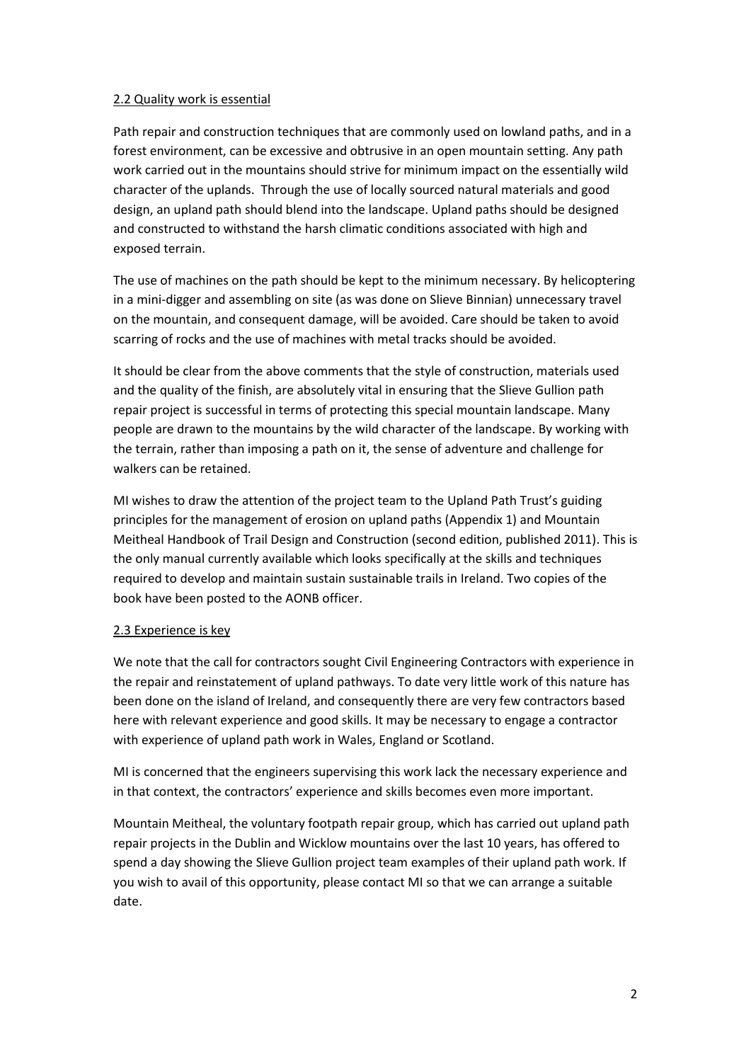## 2.2 Quality work is essential

Path repair and construction techniques that are commonly used on lowland paths, and in a forest environment, can be excessive and obtrusive in an open mountain setting. Any path work carried out in the mountains should strive for minimum impact on the essentially wild character of the uplands. Through the use of locally sourced natural materials and good design, an upland path should blend into the landscape. Upland paths should be designed and constructed to withstand the harsh climatic conditions associated with high and exposed terrain.

The use of machines on the path should be kept to the minimum necessary. By helicoptering in a mini-digger and assembling on site (as was done on Slieve Binnian) unnecessary travel on the mountain, and consequent damage, will be avoided. Care should be taken to avoid scarring of rocks and the use of machines with metal tracks should be avoided.

It should be clear from the above comments that the style of construction, materials used and the quality of the finish, are absolutely vital in ensuring that the Slieve Gullion path repair project is successful in terms of protecting this special mountain landscape. Many people are drawn to the mountains by the wild character of the landscape. By working with the terrain, rather than imposing a path on it, the sense of adventure and challenge for walkers can be retained.

MI wishes to draw the attention of the project team to the Upland Path Trust's guiding principles for the management of erosion on upland paths (Appendix 1) and Mountain Meitheal Handbook of Trail Design and Construction (second edition, published 2011). This is the only manual currently available which looks specifically at the skills and techniques required to develop and maintain sustain sustainable trails in Ireland. Two copies of the book have been posted to the AONB officer.

## 2.3 Experience is key

We note that the call for contractors sought Civil Engineering Contractors with experience in the repair and reinstatement of upland pathways. To date very little work of this nature has been done on the island of Ireland, and consequently there are very few contractors based here with relevant experience and good skills. It may be necessary to engage a contractor with experience of upland path work in Wales, England or Scotland.

MI is concerned that the engineers supervising this work lack the necessary experience and in that context, the contractors' experience and skills becomes even more important.

Mountain Meitheal, the voluntary footpath repair group, which has carried out upland path repair projects in the Dublin and Wicklow mountains over the last 10 years, has offered to spend a day showing the Slieve Gullion project team examples of their upland path work. If you wish to avail of this opportunity, please contact MI so that we can arrange a suitable date.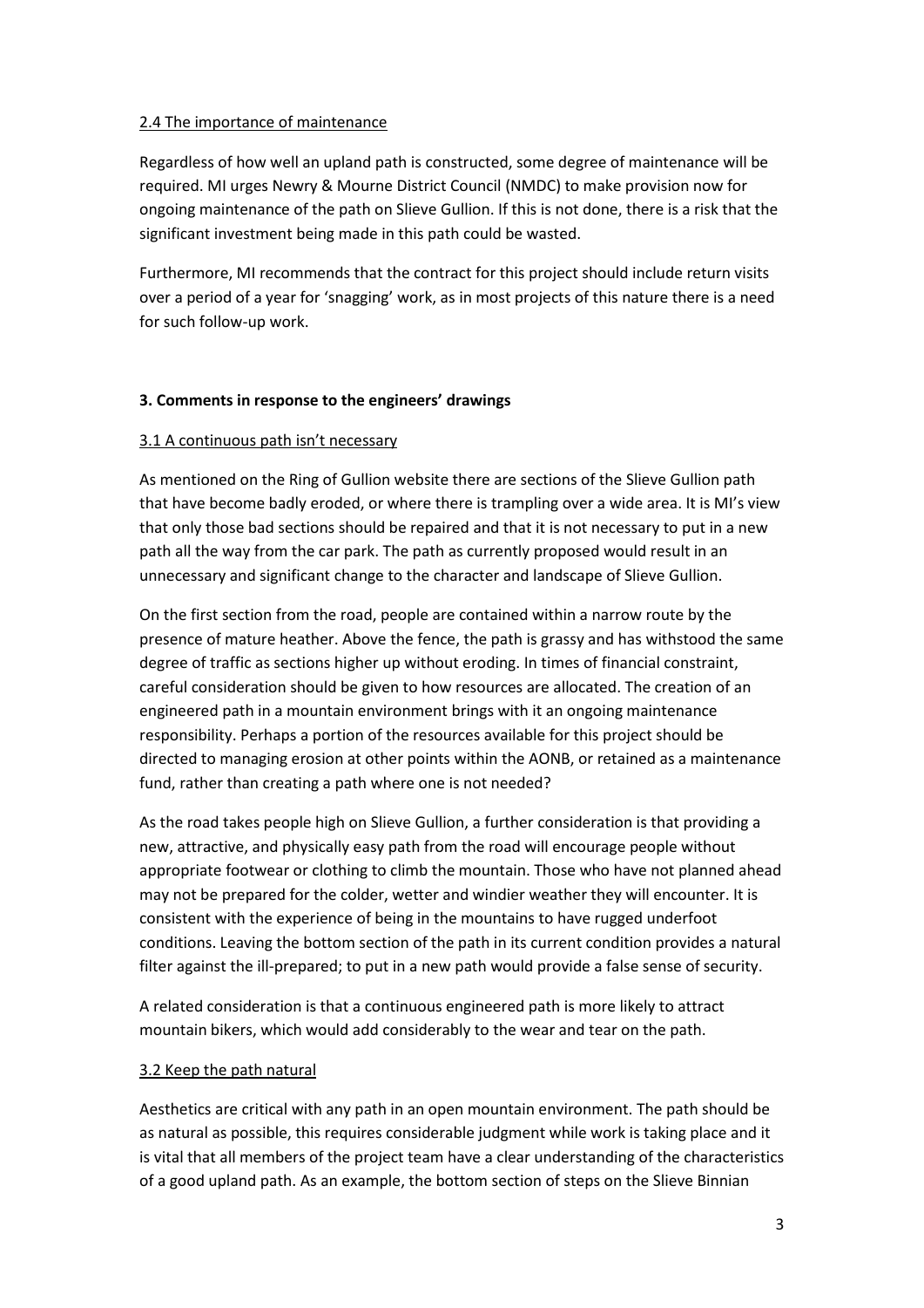2.4 The importance of maintenance

Regardless of how well an upland path is constructed, some degree of maintenance will be required. MI urges Newry & Mourne District Council (NMDC) to make provision now for ongoing maintenance of the path on Slieve Gullion. If this is not done, there is a risk that the significant investment being made in this path could be wasted.

Furthermore, MI recommends that the contract for this project should include return visits over a period of a year for 'snagging' work, as in most projects of this nature there is a need for such follow-up work.

**3. Comments in response to the engineers' drawings**

3.1 A continuous path isn't necessary

As mentioned on the Ring of Gullion website there are sections of the Slieve Gullion path that have become badly eroded, or where there is trampling over a wide area. It is MI's view that only those bad sections should be repaired and that it is not necessary to put in a new path all the way from the car park. The path as currently proposed would result in an unnecessary and significant change to the character and landscape of Slieve Gullion.

On the first section from the road, people are contained within a narrow route by the presence of mature heather. Above the fence, the path is grassy and has withstood the same degree of traffic as sections higher up without eroding. In times of financial constraint, careful consideration should be given to how resources are allocated. The creation of an engineered path in a mountain environment brings with it an ongoing maintenance responsibility. Perhaps a portion of the resources available for this project should be directed to managing erosion at other points within the AONB, or retained as a maintenance fund, rather than creating a path where one is not needed?

As the road takes people high on Slieve Gullion, a further consideration is that providing a new, attractive, and physically easy path from the road will encourage people without appropriate footwear or clothing to climb the mountain. Those who have not planned ahead may not be prepared for the colder, wetter and windier weather they will encounter. It is consistent with the experience of being in the mountains to have rugged underfoot conditions. Leaving the bottom section of the path in its current condition provides a natural filter against the ill-prepared; to put in a new path would provide a false sense of security.

A related consideration is that a continuous engineered path is more likely to attract mountain bikers, which would add considerably to the wear and tear on the path.

3.2 Keep the path natural

Aesthetics are critical with any path in an open mountain environment. The path should be as natural as possible, this requires considerable judgment while work is taking place and it is vital that all members of the project team have a clear understanding of the characteristics of a good upland path. As an example, the bottom section of steps on the Slieve Binnian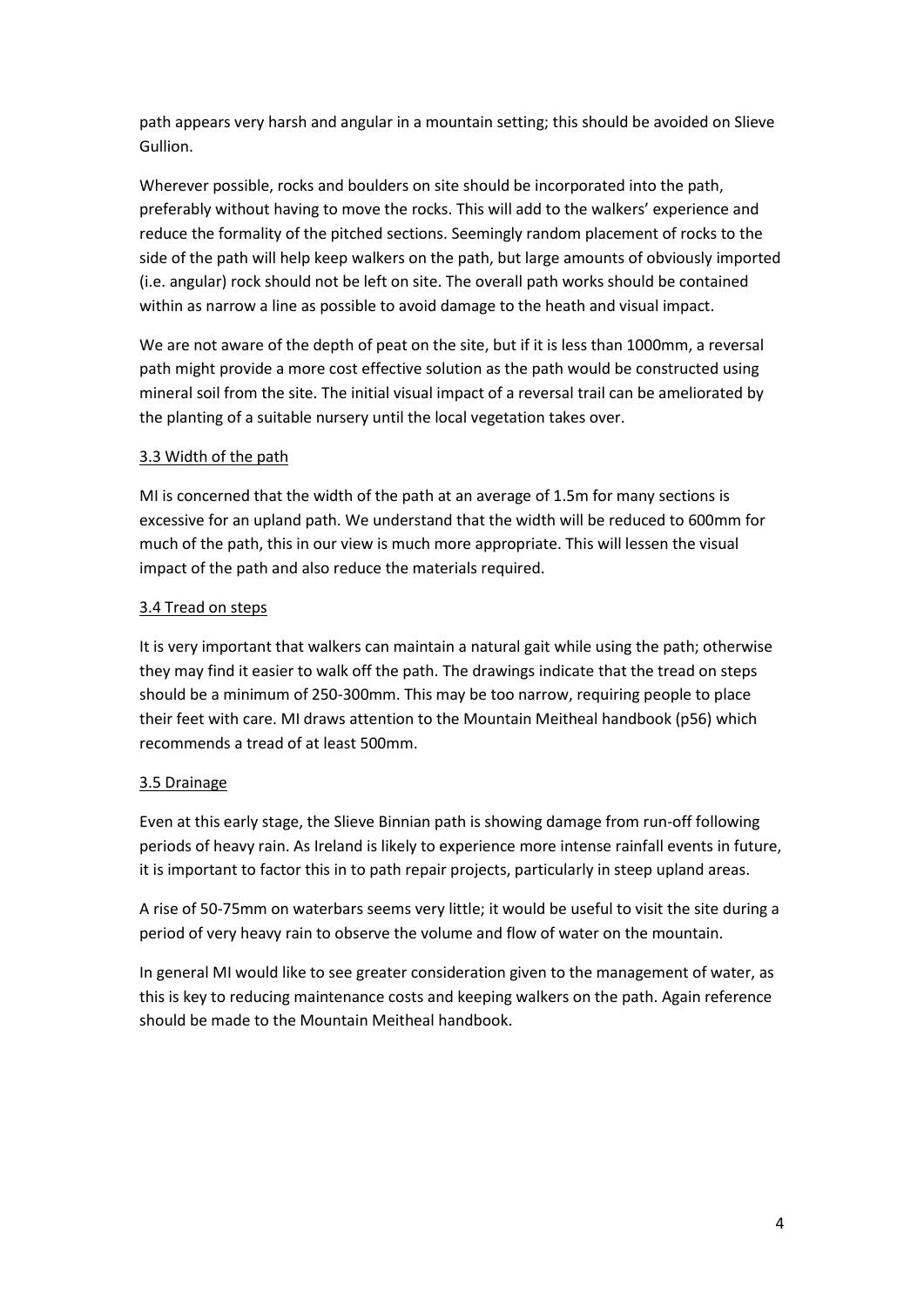path appears very harsh and angular in a mountain setting; this should be avoided on Slieve Gullion.

Wherever possible, rocks and boulders on site should be incorporated into the path, preferably without having to move the rocks. This will add to the walkers' experience and reduce the formality of the pitched sections. Seemingly random placement of rocks to the side of the path will help keep walkers on the path, but large amounts of obviously imported (i.e. angular) rock should not be left on site. The overall path works should be contained within as narrow a line as possible to avoid damage to the heath and visual impact.

We are not aware of the depth of peat on the site, but if it is less than 1000mm, a reversal path might provide a more cost effective solution as the path would be constructed using mineral soil from the site. The initial visual impact of a reversal trail can be ameliorated by the planting of a suitable nursery until the local vegetation takes over.

### 3.3 Width of the path

MI is concerned that the width of the path at an average of 1.5m for many sections is excessive for an upland path. We understand that the width will be reduced to 600mm for much of the path, this in our view is much more appropriate. This will lessen the visual impact of the path and also reduce the materials required.

### 3.4 Tread on steps

It is very important that walkers can maintain a natural gait while using the path; otherwise they may find it easier to walk off the path. The drawings indicate that the tread on steps should be a minimum of 250-300mm. This may be too narrow, requiring people to place their feet with care. MI draws attention to the Mountain Meitheal handbook (p56) which recommends a tread of at least 500mm.

### 3.5 Drainage

Even at this early stage, the Slieve Binnian path is showing damage from run-off following periods of heavy rain. As Ireland is likely to experience more intense rainfall events in future, it is important to factor this in to path repair projects, particularly in steep upland areas.

A rise of 50-75mm on waterbars seems very little; it would be useful to visit the site during a period of very heavy rain to observe the volume and flow of water on the mountain.

In general MI would like to see greater consideration given to the management of water, as this is key to reducing maintenance costs and keeping walkers on the path. Again reference should be made to the Mountain Meitheal handbook.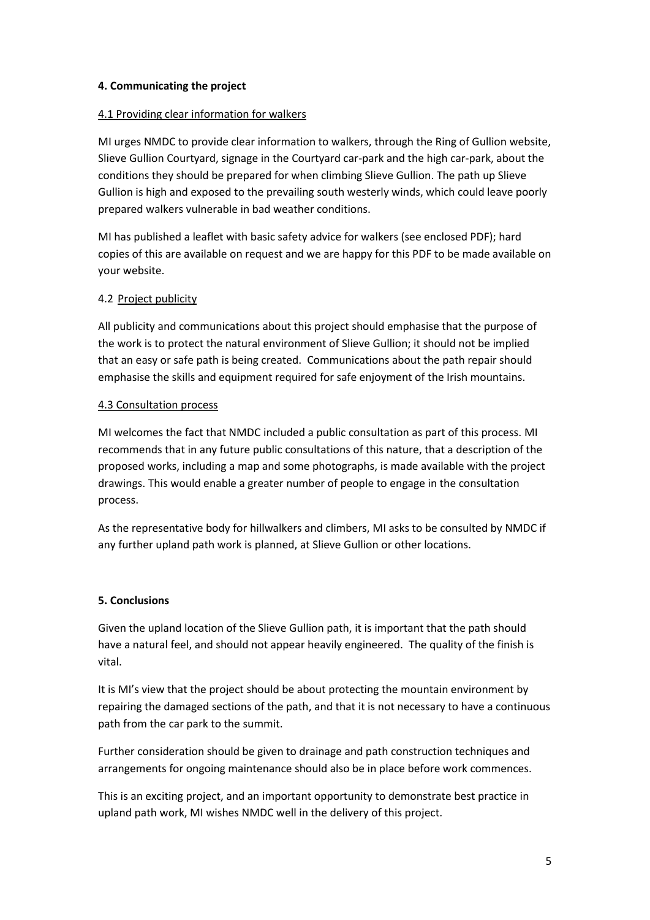## 4. Communicating the project

### 4.1 Providing clear information for walkers

MI urges NMDC to provide clear information to walkers, through the Ring of Gullion website, Slieve Gullion Courtyard, signage in the Courtyard car-park and the high car-park, about the conditions they should be prepared for when climbing Slieve Gullion. The path up Slieve Gullion is high and exposed to the prevailing south westerly winds, which could leave poorly prepared walkers vulnerable in bad weather conditions.

MI has published a leaflet with basic safety advice for walkers (see enclosed PDF); hard copies of this are available on request and we are happy for this PDF to be made available on your website.

### 4.2 Project publicity

All publicity and communications about this project should emphasise that the purpose of the work is to protect the natural environment of Slieve Gullion; it should not be implied that an easy or safe path is being created. Communications about the path repair should emphasise the skills and equipment required for safe enjoyment of the Irish mountains.

### 4.3 Consultation process

MI welcomes the fact that NMDC included a public consultation as part of this process. MI recommends that in any future public consultations of this nature, that a description of the proposed works, including a map and some photographs, is made available with the project drawings. This would enable a greater number of people to engage in the consultation process.

As the representative body for hillwalkers and climbers, MI asks to be consulted by NMDC if any further upland path work is planned, at Slieve Gullion or other locations.

## 5. Conclusions

Given the upland location of the Slieve Gullion path, it is important that the path should have a natural feel, and should not appear heavily engineered. The quality of the finish is vital.

It is MI's view that the project should be about protecting the mountain environment by repairing the damaged sections of the path, and that it is not necessary to have a continuous path from the car park to the summit.

Further consideration should be given to drainage and path construction techniques and arrangements for ongoing maintenance should also be in place before work commences.

This is an exciting project, and an important opportunity to demonstrate best practice in upland path work, MI wishes NMDC well in the delivery of this project.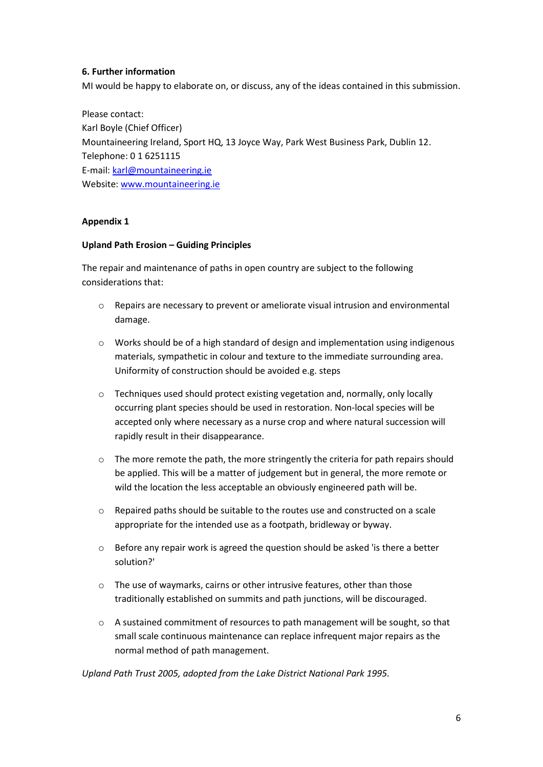**6. Further information**

MI would be happy to elaborate on, or discuss, any of the ideas contained in this submission.

Please contact:
Karl Boyle (Chief Officer)
Mountaineering Ireland, Sport HQ, 13 Joyce Way, Park West Business Park, Dublin 12.
Telephone: 0 1 6251115
E-mail: [karl@mountaineering.ie](mailto:karl@mountaineering.ie)
Website: [www.mountaineering.ie](http://www.mountaineering.ie)

**Appendix 1**

**Upland Path Erosion – Guiding Principles**

The repair and maintenance of paths in open country are subject to the following considerations that:

- Repairs are necessary to prevent or ameliorate visual intrusion and environmental damage.
- Works should be of a high standard of design and implementation using indigenous materials, sympathetic in colour and texture to the immediate surrounding area. Uniformity of construction should be avoided e.g. steps
- Techniques used should protect existing vegetation and, normally, only locally occurring plant species should be used in restoration. Non-local species will be accepted only where necessary as a nurse crop and where natural succession will rapidly result in their disappearance.
- The more remote the path, the more stringently the criteria for path repairs should be applied. This will be a matter of judgement but in general, the more remote or wild the location the less acceptable an obviously engineered path will be.
- Repaired paths should be suitable to the routes use and constructed on a scale appropriate for the intended use as a footpath, bridleway or byway.
- Before any repair work is agreed the question should be asked 'is there a better solution?'
- The use of waymarks, cairns or other intrusive features, other than those traditionally established on summits and path junctions, will be discouraged.
- A sustained commitment of resources to path management will be sought, so that small scale continuous maintenance can replace infrequent major repairs as the normal method of path management.

*Upland Path Trust 2005, adopted from the Lake District National Park 1995.*